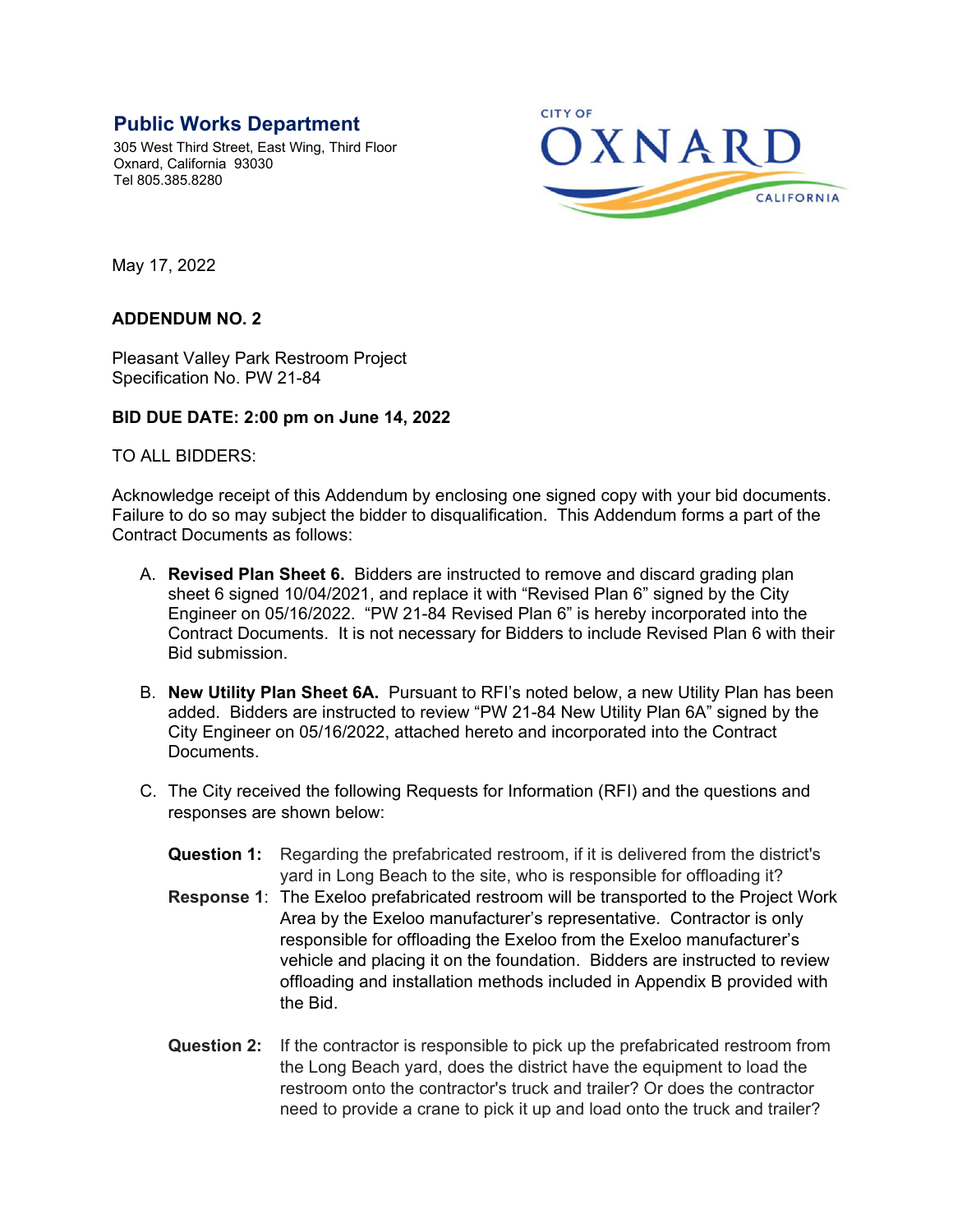**Public Works Department**

305 West Third Street, East Wing, Third Floor
Oxnard, California 93030
Tel 805.385.8280

CITY OF OXNARD CALIFORNIA

May 17, 2022

**ADDENDUM NO. 2**

Pleasant Valley Park Restroom Project
Specification No. PW 21-84

**BID DUE DATE: 2:00 pm on June 14, 2022**

TO ALL BIDDERS:

Acknowledge receipt of this Addendum by enclosing one signed copy with your bid documents. Failure to do so may subject the bidder to disqualification. This Addendum forms a part of the Contract Documents as follows:

A. **Revised Plan Sheet 6.** Bidders are instructed to remove and discard grading plan sheet 6 signed 10/04/2021, and replace it with "Revised Plan 6" signed by the City Engineer on 05/16/2022. "PW 21-84 Revised Plan 6" is hereby incorporated into the Contract Documents. It is not necessary for Bidders to include Revised Plan 6 with their Bid submission.

B. **New Utility Plan Sheet 6A.** Pursuant to RFI's noted below, a new Utility Plan has been added. Bidders are instructed to review "PW 21-84 New Utility Plan 6A" signed by the City Engineer on 05/16/2022, attached hereto and incorporated into the Contract Documents.

C. The City received the following Requests for Information (RFI) and the questions and responses are shown below:

**Question 1:** Regarding the prefabricated restroom, if it is delivered from the district's yard in Long Beach to the site, who is responsible for offloading it?

**Response 1**: The Exeloo prefabricated restroom will be transported to the Project Work Area by the Exeloo manufacturer's representative. Contractor is only responsible for offloading the Exeloo from the Exeloo manufacturer's vehicle and placing it on the foundation. Bidders are instructed to review offloading and installation methods included in Appendix B provided with the Bid.

**Question 2:** If the contractor is responsible to pick up the prefabricated restroom from the Long Beach yard, does the district have the equipment to load the restroom onto the contractor's truck and trailer? Or does the contractor need to provide a crane to pick it up and load onto the truck and trailer?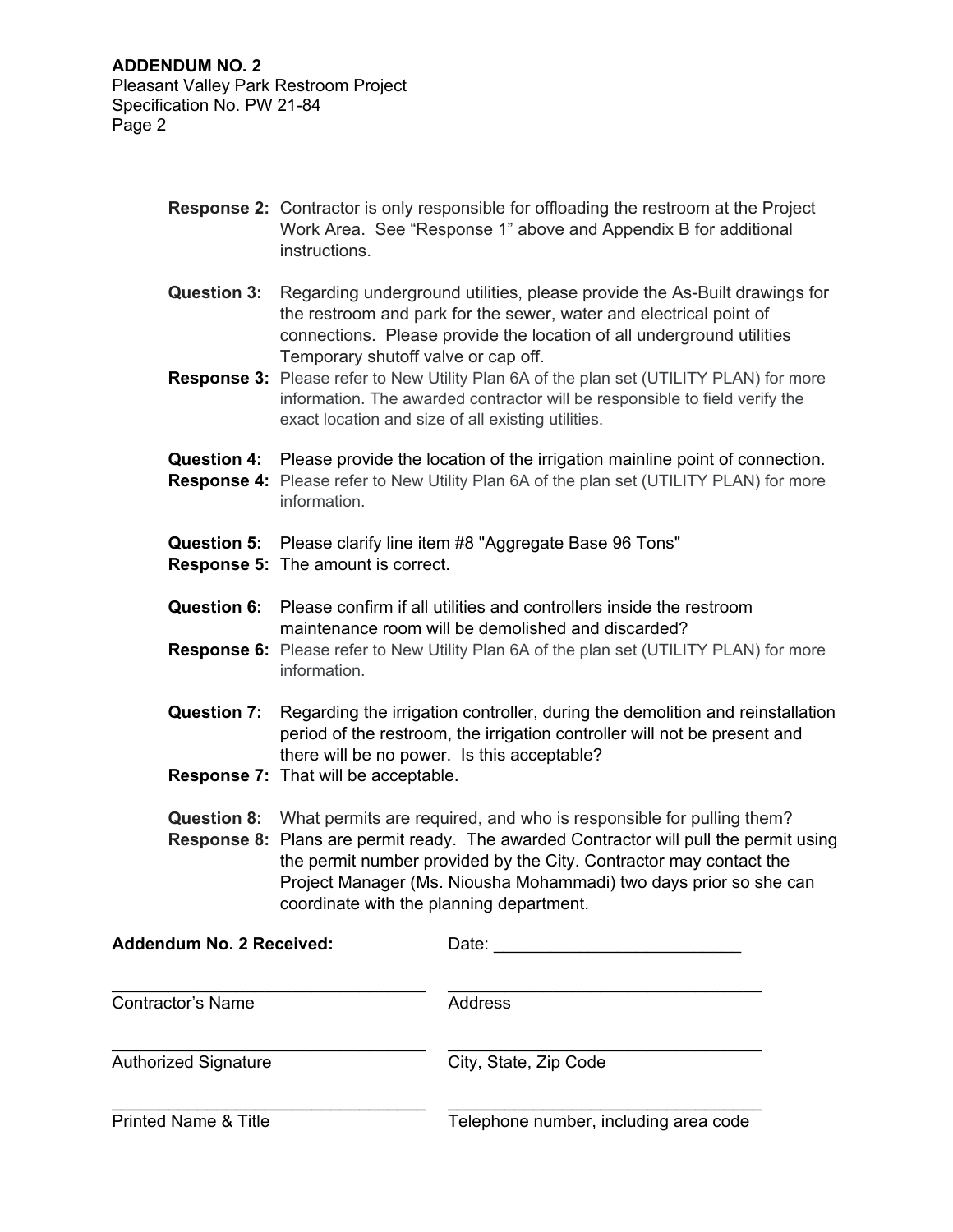**Response 2:** Contractor is only responsible for offloading the restroom at the Project Work Area. See "Response 1" above and Appendix B for additional instructions.

**Question 3:** Regarding underground utilities, please provide the As-Built drawings for the restroom and park for the sewer, water and electrical point of connections. Please provide the location of all underground utilities Temporary shutoff valve or cap off.

**Response 3:** Please refer to New Utility Plan 6A of the plan set (UTILITY PLAN) for more information. The awarded contractor will be responsible to field verify the exact location and size of all existing utilities.

**Question 4:** Please provide the location of the irrigation mainline point of connection.

**Response 4:** Please refer to New Utility Plan 6A of the plan set (UTILITY PLAN) for more information.

**Question 5:** Please clarify line item #8 "Aggregate Base 96 Tons"

**Response 5:** The amount is correct.

**Question 6:** Please confirm if all utilities and controllers inside the restroom maintenance room will be demolished and discarded?

**Response 6:** Please refer to New Utility Plan 6A of the plan set (UTILITY PLAN) for more information.

**Question 7:** Regarding the irrigation controller, during the demolition and reinstallation period of the restroom, the irrigation controller will not be present and there will be no power. Is this acceptable?

**Response 7:** That will be acceptable.

**Question 8:** What permits are required, and who is responsible for pulling them?

**Response 8:** Plans are permit ready. The awarded Contractor will pull the permit using the permit number provided by the City. Contractor may contact the Project Manager (Ms. Niousha Mohammadi) two days prior so she can coordinate with the planning department.

**Addendum No. 2 Received:** Date: __________________________

| | |
|---|---|
| ______________________________ | ______________________________ |
| Contractor's Name | Address |
| ______________________________ | ______________________________ |
| Authorized Signature | City, State, Zip Code |
| ______________________________ | ______________________________ |
| Printed Name & Title | Telephone number, including area code |